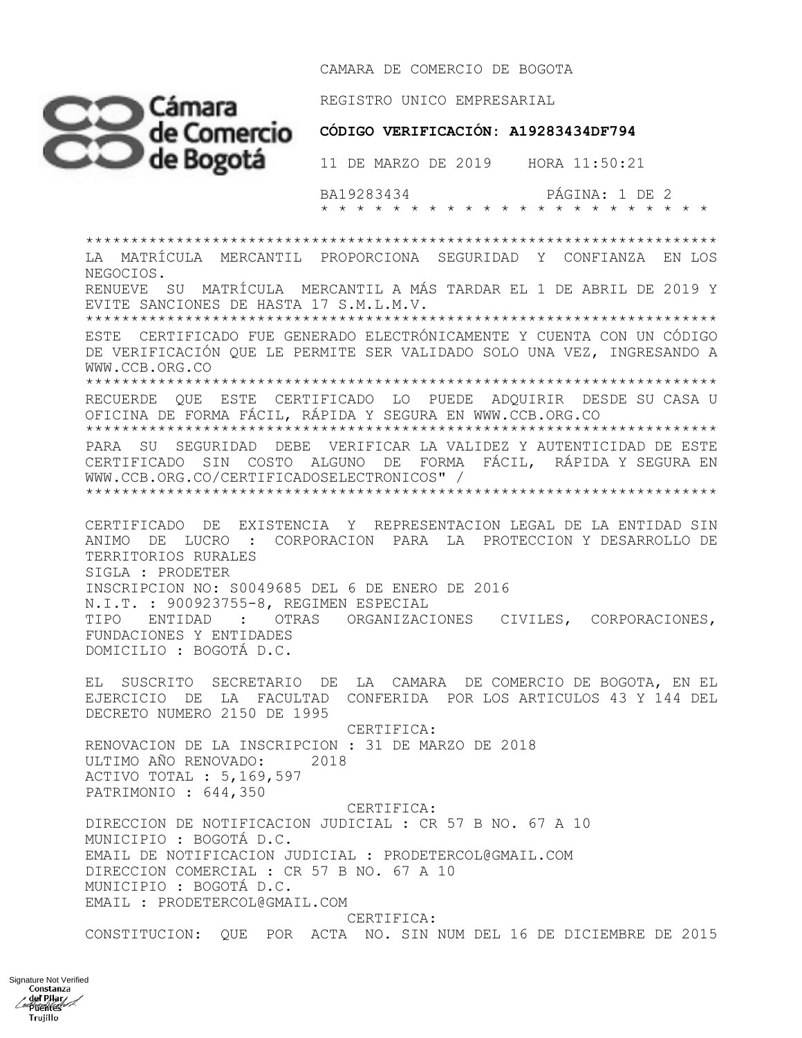CAMARA DE COMERCIO DE BOGOTA

REGISTRO UNICO EMPRESARIAL

**CÓDIGO VERIFICACIÓN: A19283434DF794**

11 DE MARZO DE 2019    HORA 11:50:21

BA19283434

\* \* \* \* \* \* \* \* \* \* \* \* \* \* \* \* \* \* \* \* \* \* \* \*

---

LA MATRÍCULA MERCANTIL PROPORCIONA SEGURIDAD Y CONFIANZA EN LOS NEGOCIOS.
RENUEVE SU MATRÍCULA MERCANTIL A MÁS TARDAR EL 1 DE ABRIL DE 2019 Y EVITE SANCIONES DE HASTA 17 S.M.L.M.V.

---

ESTE CERTIFICADO FUE GENERADO ELECTRÓNICAMENTE Y CUENTA CON UN CÓDIGO DE VERIFICACIÓN QUE LE PERMITE SER VALIDADO SOLO UNA VEZ, INGRESANDO A WWW.CCB.ORG.CO

---

RECUERDE QUE ESTE CERTIFICADO LO PUEDE ADQUIRIR DESDE SU CASA U OFICINA DE FORMA FÁCIL, RÁPIDA Y SEGURA EN WWW.CCB.ORG.CO

---

PARA SU SEGURIDAD DEBE VERIFICAR LA VALIDEZ Y AUTENTICIDAD DE ESTE CERTIFICADO SIN COSTO ALGUNO DE FORMA FÁCIL, RÁPIDA Y SEGURA EN WWW.CCB.ORG.CO/CERTIFICADOSELECTRONICOS" /

---

CERTIFICADO DE EXISTENCIA Y REPRESENTACION LEGAL DE LA ENTIDAD SIN ANIMO DE LUCRO : CORPORACION PARA LA PROTECCION Y DESARROLLO DE TERRITORIOS RURALES
SIGLA : PRODETER
INSCRIPCION NO: S0049685 DEL 6 DE ENERO DE 2016
N.I.T. : 900923755-8, REGIMEN ESPECIAL
TIPO ENTIDAD : OTRAS ORGANIZACIONES CIVILES, CORPORACIONES, FUNDACIONES Y ENTIDADES
DOMICILIO : BOGOTÁ D.C.

EL SUSCRITO SECRETARIO DE LA CAMARA DE COMERCIO DE BOGOTA, EN EL EJERCICIO DE LA FACULTAD CONFERIDA POR LOS ARTICULOS 43 Y 144 DEL DECRETO NUMERO 2150 DE 1995

CERTIFICA:

RENOVACION DE LA INSCRIPCION : 31 DE MARZO DE 2018
ULTIMO AÑO RENOVADO: 2018
ACTIVO TOTAL : 5,169,597
PATRIMONIO : 644,350

CERTIFICA:

DIRECCION DE NOTIFICACION JUDICIAL : CR 57 B NO. 67 A 10
MUNICIPIO : BOGOTÁ D.C.
EMAIL DE NOTIFICACION JUDICIAL : PRODETERCOL@GMAIL.COM
DIRECCION COMERCIAL : CR 57 B NO. 67 A 10
MUNICIPIO : BOGOTÁ D.C.
EMAIL : PRODETERCOL@GMAIL.COM

CERTIFICA:

CONSTITUCION: QUE POR ACTA NO. SIN NUM DEL 16 DE DICIEMBRE DE 2015

Signature Not Verified
Constanza del Pilar Puentes Trujillo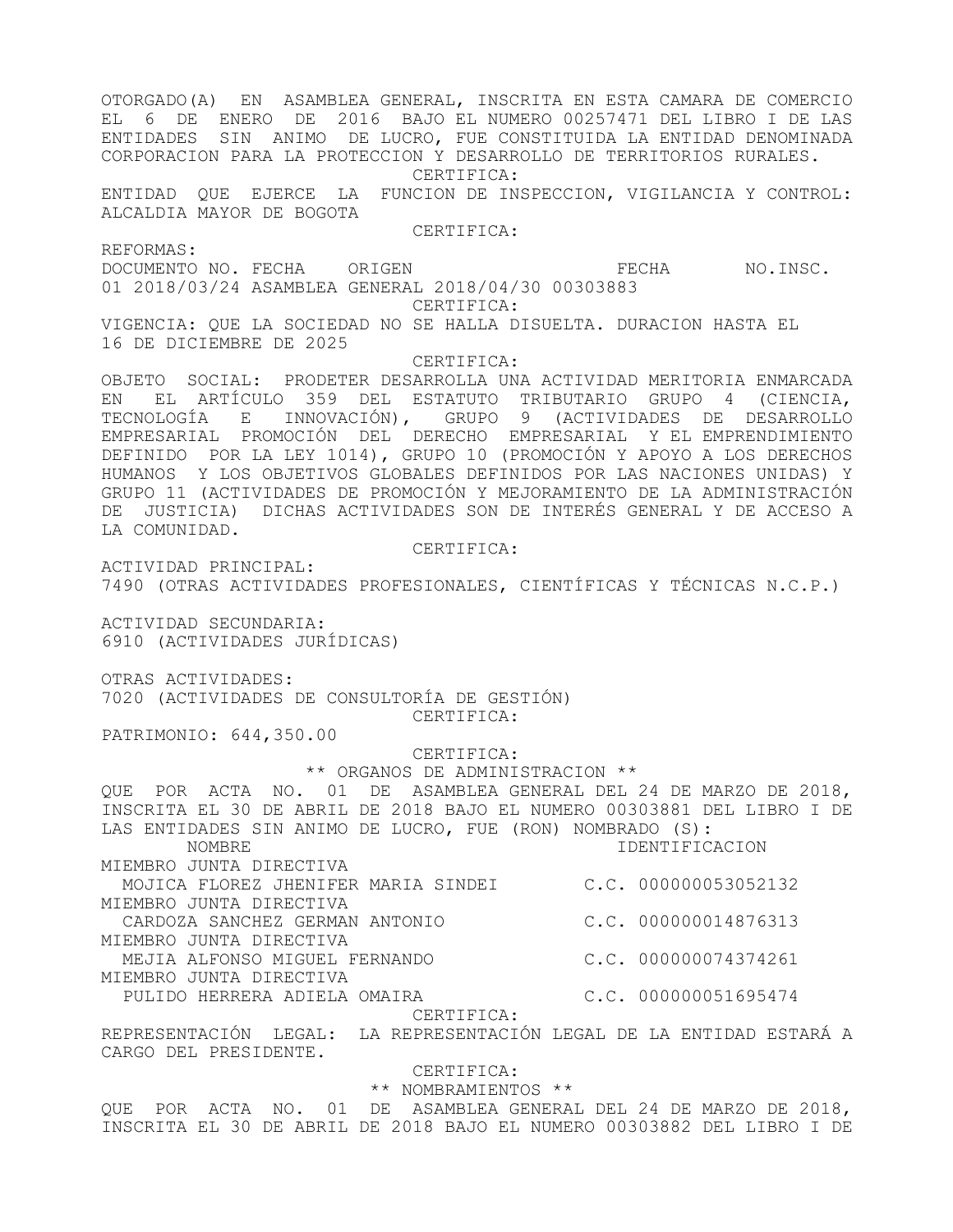OTORGADO(A) EN ASAMBLEA GENERAL, INSCRITA EN ESTA CAMARA DE COMERCIO EL 6 DE ENERO DE 2016 BAJO EL NUMERO 00257471 DEL LIBRO I DE LAS ENTIDADES SIN ANIMO DE LUCRO, FUE CONSTITUIDA LA ENTIDAD DENOMINADA CORPORACION PARA LA PROTECCION Y DESARROLLO DE TERRITORIOS RURALES.

CERTIFICA:

ENTIDAD QUE EJERCE LA FUNCION DE INSPECCION, VIGILANCIA Y CONTROL: ALCALDIA MAYOR DE BOGOTA

CERTIFICA:

REFORMAS:

| DOCUMENTO NO. | FECHA | ORIGEN | FECHA | NO.INSC. |
|---|---|---|---|---|
| 01 | 2018/03/24 | ASAMBLEA GENERAL | 2018/04/30 | 00303883 |

CERTIFICA:

VIGENCIA: QUE LA SOCIEDAD NO SE HALLA DISUELTA. DURACION HASTA EL 16 DE DICIEMBRE DE 2025

CERTIFICA:

OBJETO SOCIAL: PRODETER DESARROLLA UNA ACTIVIDAD MERITORIA ENMARCADA EN EL ARTÍCULO 359 DEL ESTATUTO TRIBUTARIO GRUPO 4 (CIENCIA, TECNOLOGÍA E INNOVACIÓN), GRUPO 9 (ACTIVIDADES DE DESARROLLO EMPRESARIAL PROMOCIÓN DEL DERECHO EMPRESARIAL Y EL EMPRENDIMIENTO DEFINIDO POR LA LEY 1014), GRUPO 10 (PROMOCIÓN Y APOYO A LOS DERECHOS HUMANOS Y LOS OBJETIVOS GLOBALES DEFINIDOS POR LAS NACIONES UNIDAS) Y GRUPO 11 (ACTIVIDADES DE PROMOCIÓN Y MEJORAMIENTO DE LA ADMINISTRACIÓN DE JUSTICIA) DICHAS ACTIVIDADES SON DE INTERÉS GENERAL Y DE ACCESO A LA COMUNIDAD.

CERTIFICA:

ACTIVIDAD PRINCIPAL:
7490 (OTRAS ACTIVIDADES PROFESIONALES, CIENTÍFICAS Y TÉCNICAS N.C.P.)

ACTIVIDAD SECUNDARIA:
6910 (ACTIVIDADES JURÍDICAS)

OTRAS ACTIVIDADES:
7020 (ACTIVIDADES DE CONSULTORÍA DE GESTIÓN)

CERTIFICA:

PATRIMONIO: 644,350.00

CERTIFICA:

** ORGANOS DE ADMINISTRACION **

QUE POR ACTA NO. 01 DE ASAMBLEA GENERAL DEL 24 DE MARZO DE 2018, INSCRITA EL 30 DE ABRIL DE 2018 BAJO EL NUMERO 00303881 DEL LIBRO I DE LAS ENTIDADES SIN ANIMO DE LUCRO, FUE (RON) NOMBRADO (S):

| NOMBRE | IDENTIFICACION |
|---|---|
| MIEMBRO JUNTA DIRECTIVA | |
| MOJICA FLOREZ JHENIFER MARIA SINDEI | C.C. 000000053052132 |
| MIEMBRO JUNTA DIRECTIVA | |
| CARDOZA SANCHEZ GERMAN ANTONIO | C.C. 000000014876313 |
| MIEMBRO JUNTA DIRECTIVA | |
| MEJIA ALFONSO MIGUEL FERNANDO | C.C. 000000074374261 |
| MIEMBRO JUNTA DIRECTIVA | |
| PULIDO HERRERA ADIELA OMAIRA | C.C. 000000051695474 |

CERTIFICA:

REPRESENTACIÓN LEGAL: LA REPRESENTACIÓN LEGAL DE LA ENTIDAD ESTARÁ A CARGO DEL PRESIDENTE.

CERTIFICA:

** NOMBRAMIENTOS **

QUE POR ACTA NO. 01 DE ASAMBLEA GENERAL DEL 24 DE MARZO DE 2018, INSCRITA EL 30 DE ABRIL DE 2018 BAJO EL NUMERO 00303882 DEL LIBRO I DE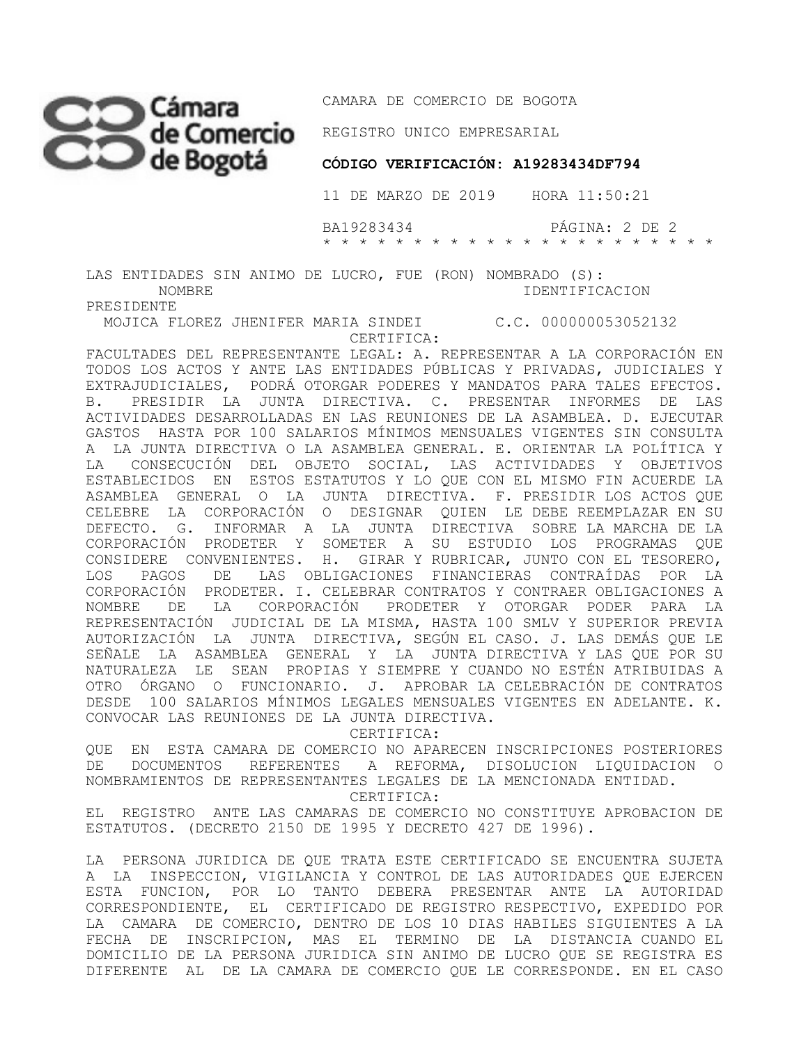LAS ENTIDADES SIN ANIMO DE LUCRO, FUE (RON) NOMBRADO (S):

| NOMBRE | IDENTIFICACION |
| --- | --- |
| PRESIDENTE | |
| MOJICA FLOREZ JHENIFER MARIA SINDEI | C.C. 000000053052132 |

CERTIFICA:

FACULTADES DEL REPRESENTANTE LEGAL: A. REPRESENTAR A LA CORPORACIÓN EN TODOS LOS ACTOS Y ANTE LAS ENTIDADES PÚBLICAS Y PRIVADAS, JUDICIALES Y EXTRAJUDICIALES, PODRÁ OTORGAR PODERES Y MANDATOS PARA TALES EFECTOS. B. PRESIDIR LA JUNTA DIRECTIVA. C. PRESENTAR INFORMES DE LAS ACTIVIDADES DESARROLLADAS EN LAS REUNIONES DE LA ASAMBLEA. D. EJECUTAR GASTOS HASTA POR 100 SALARIOS MÍNIMOS MENSUALES VIGENTES SIN CONSULTA A LA JUNTA DIRECTIVA O LA ASAMBLEA GENERAL. E. ORIENTAR LA POLÍTICA Y LA CONSECUCIÓN DEL OBJETO SOCIAL, LAS ACTIVIDADES Y OBJETIVOS ESTABLECIDOS EN ESTOS ESTATUTOS Y LO QUE CON EL MISMO FIN ACUERDE LA ASAMBLEA GENERAL O LA JUNTA DIRECTIVA. F. PRESIDIR LOS ACTOS QUE CELEBRE LA CORPORACIÓN O DESIGNAR QUIEN LE DEBE REEMPLAZAR EN SU DEFECTO. G. INFORMAR A LA JUNTA DIRECTIVA SOBRE LA MARCHA DE LA CORPORACIÓN PRODETER Y SOMETER A SU ESTUDIO LOS PROGRAMAS QUE CONSIDERE CONVENIENTES. H. GIRAR Y RUBRICAR, JUNTO CON EL TESORERO, LOS PAGOS DE LAS OBLIGACIONES FINANCIERAS CONTRAÍDAS POR LA CORPORACIÓN PRODETER. I. CELEBRAR CONTRATOS Y CONTRAER OBLIGACIONES A NOMBRE DE LA CORPORACIÓN PRODETER Y OTORGAR PODER PARA LA REPRESENTACIÓN JUDICIAL DE LA MISMA, HASTA 100 SMLV Y SUPERIOR PREVIA AUTORIZACIÓN LA JUNTA DIRECTIVA, SEGÚN EL CASO. J. LAS DEMÁS QUE LE SEÑALE LA ASAMBLEA GENERAL Y LA JUNTA DIRECTIVA Y LAS QUE POR SU NATURALEZA LE SEAN PROPIAS Y SIEMPRE Y CUANDO NO ESTÉN ATRIBUIDAS A OTRO ÓRGANO O FUNCIONARIO. J. APROBAR LA CELEBRACIÓN DE CONTRATOS DESDE 100 SALARIOS MÍNIMOS LEGALES MENSUALES VIGENTES EN ADELANTE. K. CONVOCAR LAS REUNIONES DE LA JUNTA DIRECTIVA.

CERTIFICA:

QUE EN ESTA CAMARA DE COMERCIO NO APARECEN INSCRIPCIONES POSTERIORES DE DOCUMENTOS REFERENTES A REFORMA, DISOLUCION LIQUIDACION O NOMBRAMIENTOS DE REPRESENTANTES LEGALES DE LA MENCIONADA ENTIDAD.

CERTIFICA:

EL REGISTRO ANTE LAS CAMARAS DE COMERCIO NO CONSTITUYE APROBACION DE ESTATUTOS. (DECRETO 2150 DE 1995 Y DECRETO 427 DE 1996).

LA PERSONA JURIDICA DE QUE TRATA ESTE CERTIFICADO SE ENCUENTRA SUJETA A LA INSPECCION, VIGILANCIA Y CONTROL DE LAS AUTORIDADES QUE EJERCEN ESTA FUNCION, POR LO TANTO DEBERA PRESENTAR ANTE LA AUTORIDAD CORRESPONDIENTE, EL CERTIFICADO DE REGISTRO RESPECTIVO, EXPEDIDO POR LA CAMARA DE COMERCIO, DENTRO DE LOS 10 DIAS HABILES SIGUIENTES A LA FECHA DE INSCRIPCION, MAS EL TERMINO DE LA DISTANCIA CUANDO EL DOMICILIO DE LA PERSONA JURIDICA SIN ANIMO DE LUCRO QUE SE REGISTRA ES DIFERENTE AL DE LA CAMARA DE COMERCIO QUE LE CORRESPONDE. EN EL CASO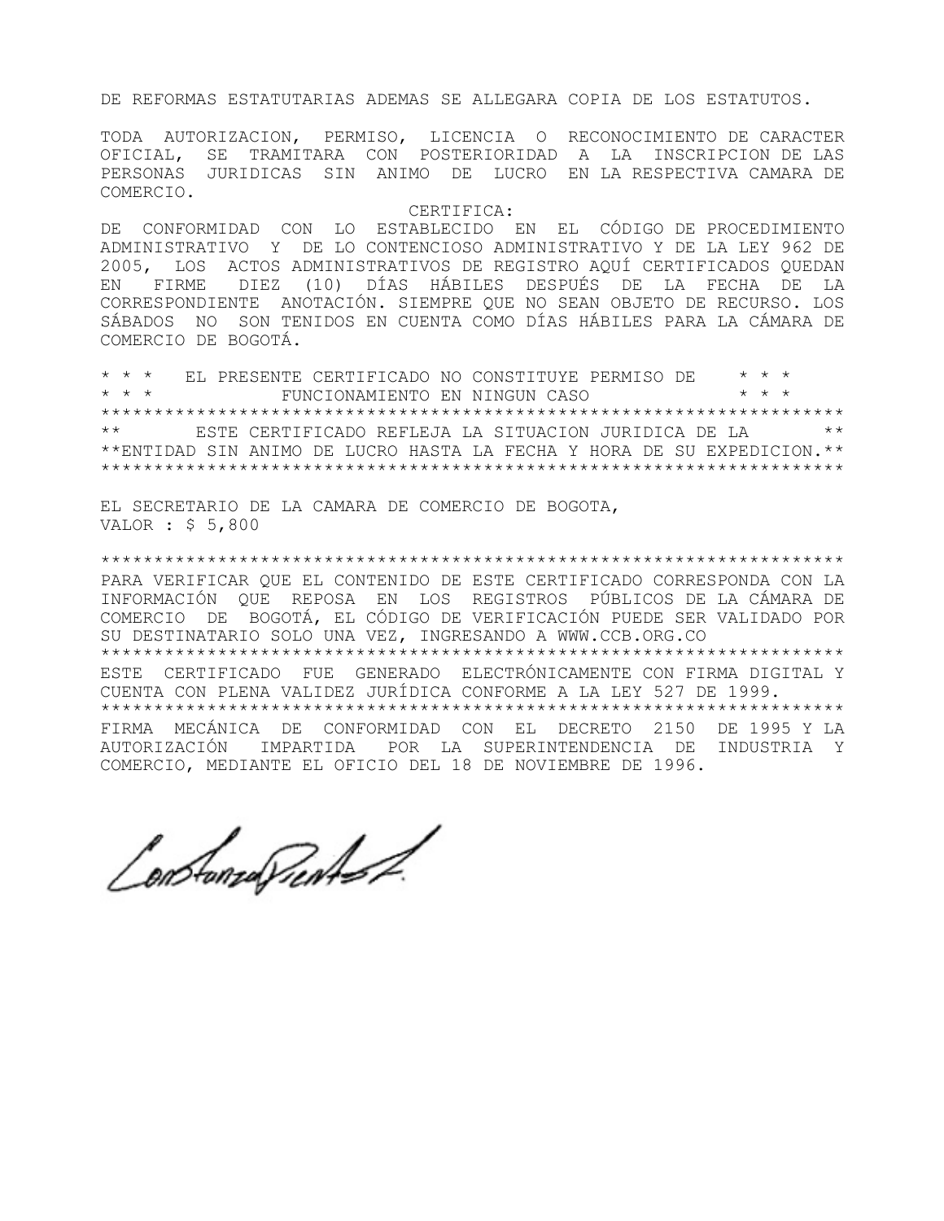DE REFORMAS ESTATUTARIAS ADEMAS SE ALLEGARA COPIA DE LOS ESTATUTOS.

TODA AUTORIZACION, PERMISO, LICENCIA O RECONOCIMIENTO DE CARACTER OFICIAL, SE TRAMITARA CON POSTERIORIDAD A LA INSCRIPCION DE LAS PERSONAS JURIDICAS SIN ANIMO DE LUCRO EN LA RESPECTIVA CAMARA DE COMERCIO.

CERTIFICA:

DE CONFORMIDAD CON LO ESTABLECIDO EN EL CÓDIGO DE PROCEDIMIENTO ADMINISTRATIVO Y DE LO CONTENCIOSO ADMINISTRATIVO Y DE LA LEY 962 DE 2005, LOS ACTOS ADMINISTRATIVOS DE REGISTRO AQUÍ CERTIFICADOS QUEDAN EN FIRME DIEZ (10) DÍAS HÁBILES DESPUÉS DE LA FECHA DE LA CORRESPONDIENTE ANOTACIÓN. SIEMPRE QUE NO SEAN OBJETO DE RECURSO. LOS SÁBADOS NO SON TENIDOS EN CUENTA COMO DÍAS HÁBILES PARA LA CÁMARA DE COMERCIO DE BOGOTÁ.

\* \* \* EL PRESENTE CERTIFICADO NO CONSTITUYE PERMISO DE \* \* \*
\* \* \* FUNCIONAMIENTO EN NINGUN CASO \* \* \*

\*\*\*\*\*\*\*\*\*\*\*\*\*\*\*\*\*\*\*\*\*\*\*\*\*\*\*\*\*\*\*\*\*\*\*\*\*\*\*\*\*\*\*\*\*\*\*\*\*\*\*\*\*\*\*\*\*\*\*\*\*\*\*\*\*\*\*\*
\*\* ESTE CERTIFICADO REFLEJA LA SITUACION JURIDICA DE LA \*\*
\*\*ENTIDAD SIN ANIMO DE LUCRO HASTA LA FECHA Y HORA DE SU EXPEDICION.\*\*
\*\*\*\*\*\*\*\*\*\*\*\*\*\*\*\*\*\*\*\*\*\*\*\*\*\*\*\*\*\*\*\*\*\*\*\*\*\*\*\*\*\*\*\*\*\*\*\*\*\*\*\*\*\*\*\*\*\*\*\*\*\*\*\*\*\*\*\*

EL SECRETARIO DE LA CAMARA DE COMERCIO DE BOGOTA,
VALOR : $ 5,800

\*\*\*\*\*\*\*\*\*\*\*\*\*\*\*\*\*\*\*\*\*\*\*\*\*\*\*\*\*\*\*\*\*\*\*\*\*\*\*\*\*\*\*\*\*\*\*\*\*\*\*\*\*\*\*\*\*\*\*\*\*\*\*\*\*\*\*\*

PARA VERIFICAR QUE EL CONTENIDO DE ESTE CERTIFICADO CORRESPONDA CON LA INFORMACIÓN QUE REPOSA EN LOS REGISTROS PÚBLICOS DE LA CÁMARA DE COMERCIO DE BOGOTÁ, EL CÓDIGO DE VERIFICACIÓN PUEDE SER VALIDADO POR SU DESTINATARIO SOLO UNA VEZ, INGRESANDO A WWW.CCB.ORG.CO

\*\*\*\*\*\*\*\*\*\*\*\*\*\*\*\*\*\*\*\*\*\*\*\*\*\*\*\*\*\*\*\*\*\*\*\*\*\*\*\*\*\*\*\*\*\*\*\*\*\*\*\*\*\*\*\*\*\*\*\*\*\*\*\*\*\*\*\*

ESTE CERTIFICADO FUE GENERADO ELECTRÓNICAMENTE CON FIRMA DIGITAL Y CUENTA CON PLENA VALIDEZ JURÍDICA CONFORME A LA LEY 527 DE 1999.

\*\*\*\*\*\*\*\*\*\*\*\*\*\*\*\*\*\*\*\*\*\*\*\*\*\*\*\*\*\*\*\*\*\*\*\*\*\*\*\*\*\*\*\*\*\*\*\*\*\*\*\*\*\*\*\*\*\*\*\*\*\*\*\*\*\*\*\*

FIRMA MECÁNICA DE CONFORMIDAD CON EL DECRETO 2150 DE 1995 Y LA AUTORIZACIÓN IMPARTIDA POR LA SUPERINTENDENCIA DE INDUSTRIA Y COMERCIO, MEDIANTE EL OFICIO DEL 18 DE NOVIEMBRE DE 1996.